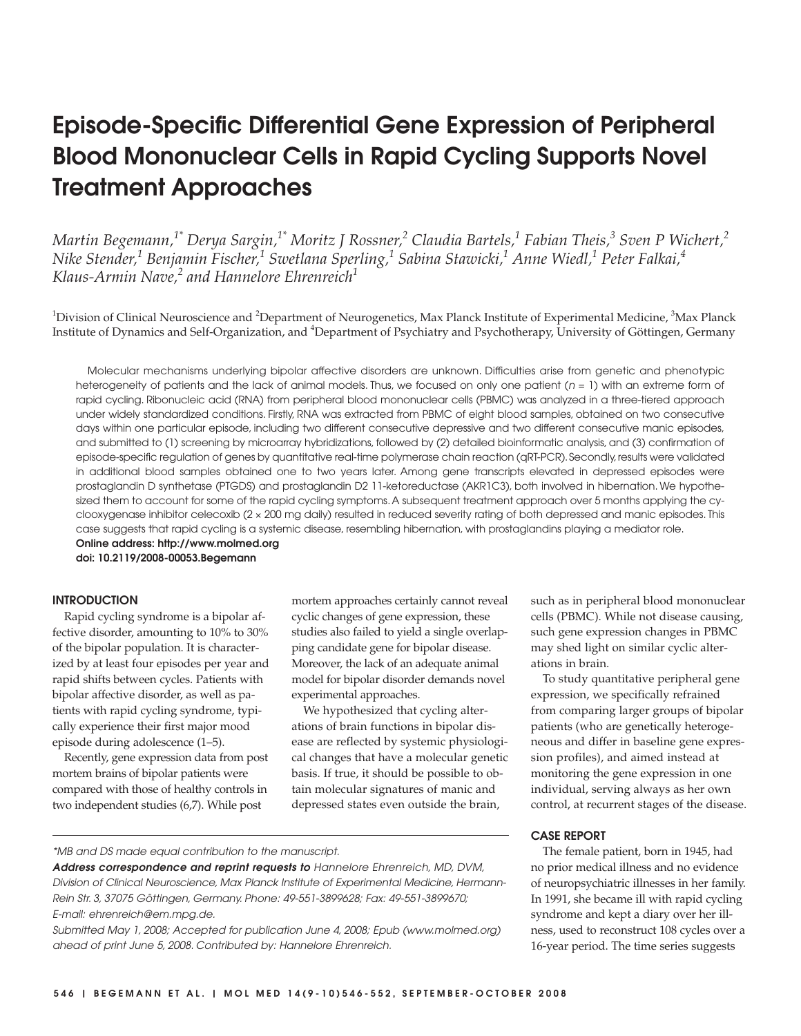# Episode-Specific Differential Gene Expression of Peripheral Blood Mononuclear Cells in Rapid Cycling Supports Novel Treatment Approaches

*Martin Begemann,[1*] Derya Sargin,[1*] Moritz J Rossner,[2] Claudia Bartels,[1] Fabian Theis,[3] Sven P Wichert,[2] Nike Stender,[1] Benjamin Fischer,[1] Swetlana Sperling,[1] Sabina Stawicki,[1] Anne Wiedl,[1] Peter Falkai,[4] Klaus-Armin Nave,[2] and Hannelore Ehrenreich[1]*

[1]Division of Clinical Neuroscience and [2]Department of Neurogenetics, Max Planck Institute of Experimental Medicine, [3]Max Planck Institute of Dynamics and Self-Organization, and [4]Department of Psychiatry and Psychotherapy, University of Göttingen, Germany

Molecular mechanisms underlying bipolar affective disorders are unknown. Difficulties arise from genetic and phenotypic heterogeneity of patients and the lack of animal models. Thus, we focused on only one patient ($n = 1$) with an extreme form of rapid cycling. Ribonucleic acid (RNA) from peripheral blood mononuclear cells (PBMC) was analyzed in a three-tiered approach under widely standardized conditions. Firstly, RNA was extracted from PBMC of eight blood samples, obtained on two consecutive days within one particular episode, including two different consecutive depressive and two different consecutive manic episodes, and submitted to (1) screening by microarray hybridizations, followed by (2) detailed bioinformatic analysis, and (3) confirmation of episode-specific regulation of genes by quantitative real-time polymerase chain reaction (qRT-PCR). Secondly, results were validated in additional blood samples obtained one to two years later. Among gene transcripts elevated in depressed episodes were prostaglandin D synthetase (PTGDS) and prostaglandin D2 11-ketoreductase (AKR1C3), both involved in hibernation. We hypothesized them to account for some of the rapid cycling symptoms. A subsequent treatment approach over 5 months applying the cyclooxygenase inhibitor celecoxib (2 × 200 mg daily) resulted in reduced severity rating of both depressed and manic episodes. This case suggests that rapid cycling is a systemic disease, resembling hibernation, with prostaglandins playing a mediator role.

**Online address: http://www.molmed.org**
**doi: 10.2119/2008-00053.Begemann**

## INTRODUCTION

Rapid cycling syndrome is a bipolar affective disorder, amounting to 10% to 30% of the bipolar population. It is characterized by at least four episodes per year and rapid shifts between cycles. Patients with bipolar affective disorder, as well as patients with rapid cycling syndrome, typically experience their first major mood episode during adolescence (1–5).

Recently, gene expression data from post mortem brains of bipolar patients were compared with those of healthy controls in two independent studies (6,7). While post mortem approaches certainly cannot reveal cyclic changes of gene expression, these studies also failed to yield a single overlapping candidate gene for bipolar disease. Moreover, the lack of an adequate animal model for bipolar disorder demands novel experimental approaches.

We hypothesized that cycling alterations of brain functions in bipolar disease are reflected by systemic physiological changes that have a molecular genetic basis. If true, it should be possible to obtain molecular signatures of manic and depressed states even outside the brain, such as in peripheral blood mononuclear cells (PBMC). While not disease causing, such gene expression changes in PBMC may shed light on similar cyclic alterations in brain.

To study quantitative peripheral gene expression, we specifically refrained from comparing larger groups of bipolar patients (who are genetically heterogeneous and differ in baseline gene expression profiles), and aimed instead at monitoring the gene expression in one individual, serving always as her own control, at recurrent stages of the disease.

## CASE REPORT

The female patient, born in 1945, had no prior medical illness and no evidence of neuropsychiatric illnesses in her family. In 1991, she became ill with rapid cycling syndrome and kept a diary over her illness, used to reconstruct 108 cycles over a 16-year period. The time series suggests

---

*\*MB and DS made equal contribution to the manuscript.*

***Address correspondence and reprint requests to** Hannelore Ehrenreich, MD, DVM, Division of Clinical Neuroscience, Max Planck Institute of Experimental Medicine, Hermann-Rein Str. 3, 37075 Göttingen, Germany. Phone: 49-551-3899628; Fax: 49-551-3899670; E-mail: ehrenreich@em.mpg.de.*

*Submitted May 1, 2008; Accepted for publication June 4, 2008; Epub (www.molmed.org) ahead of print June 5, 2008. Contributed by: Hannelore Ehrenreich.*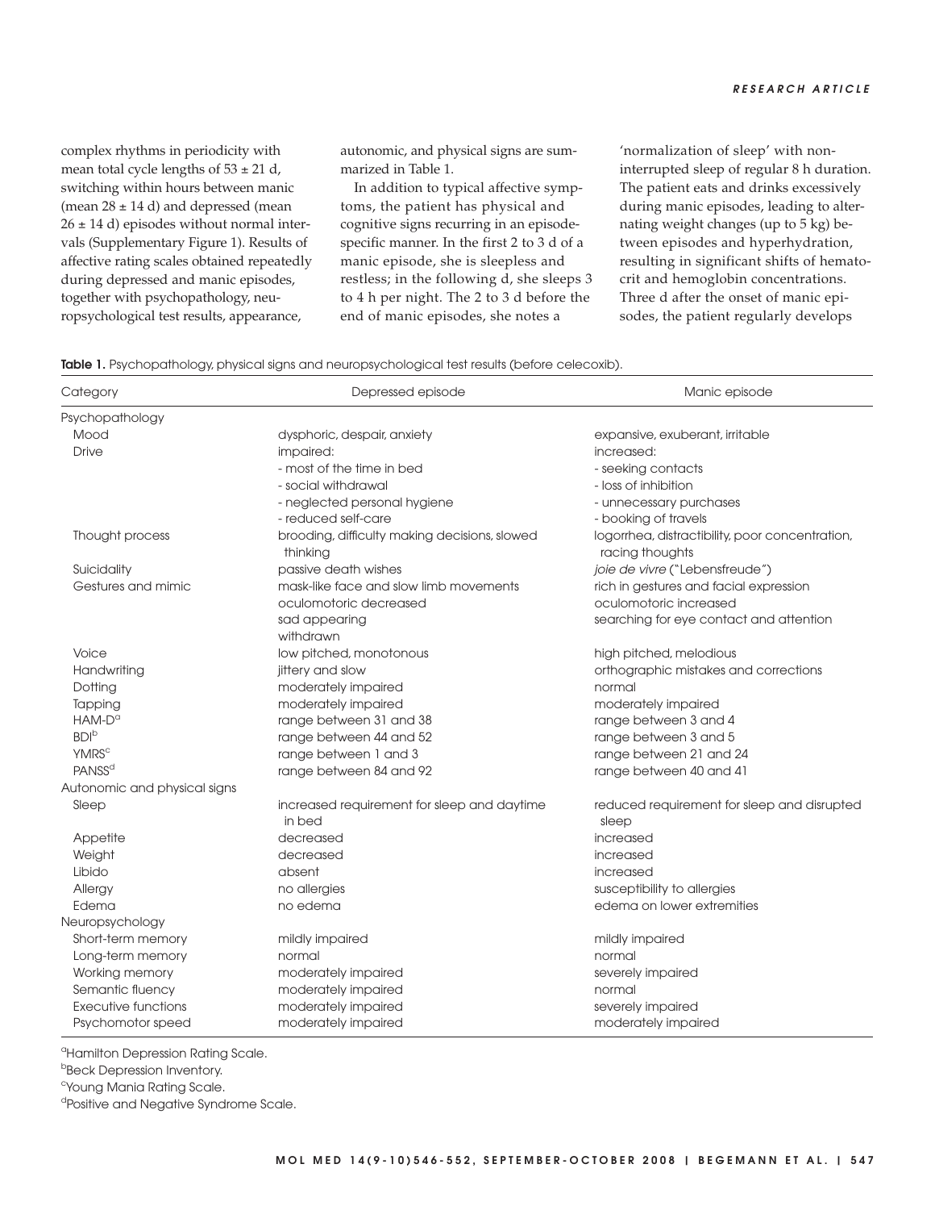complex rhythms in periodicity with mean total cycle lengths of 53 ± 21 d, switching within hours between manic (mean 28 ± 14 d) and depressed (mean 26 ± 14 d) episodes without normal intervals (Supplementary Figure 1). Results of affective rating scales obtained repeatedly during depressed and manic episodes, together with psychopathology, neuropsychological test results, appearance, autonomic, and physical signs are summarized in Table 1.

In addition to typical affective symptoms, the patient has physical and cognitive signs recurring in an episode-specific manner. In the first 2 to 3 d of a manic episode, she is sleepless and restless; in the following d, she sleeps 3 to 4 h per night. The 2 to 3 d before the end of manic episodes, she notes a 'normalization of sleep' with non-interrupted sleep of regular 8 h duration. The patient eats and drinks excessively during manic episodes, leading to alternating weight changes (up to 5 kg) between episodes and hyperhydration, resulting in significant shifts of hematocrit and hemoglobin concentrations. Three d after the onset of manic episodes, the patient regularly develops

**Table 1.** Psychopathology, physical signs and neuropsychological test results (before celecoxib).

| Category | Depressed episode | Manic episode |
|---|---|---|
| Psychopathology | | |
| Mood | dysphoric, despair, anxiety | expansive, exuberant, irritable |
| Drive | impaired:<br>- most of the time in bed<br>- social withdrawal<br>- neglected personal hygiene<br>- reduced self-care | increased:<br>- seeking contacts<br>- loss of inhibition<br>- unnecessary purchases<br>- booking of travels |
| Thought process | brooding, difficulty making decisions, slowed thinking | logorrhea, distractibility, poor concentration, racing thoughts |
| Suicidality | passive death wishes | *joie de vivre* ("Lebensfreude") |
| Gestures and mimic | mask-like face and slow limb movements<br>oculomotoric decreased<br>sad appearing<br>withdrawn | rich in gestures and facial expression<br>oculomotoric increased<br>searching for eye contact and attention |
| Voice | low pitched, monotonous | high pitched, melodious |
| Handwriting | jittery and slow | orthographic mistakes and corrections |
| Dotting | moderately impaired | normal |
| Tapping | moderately impaired | moderately impaired |
| HAM-D[a] | range between 31 and 38 | range between 3 and 4 |
| BDI[b] | range between 44 and 52 | range between 3 and 5 |
| YMRS[c] | range between 1 and 3 | range between 21 and 24 |
| PANSS[d] | range between 84 and 92 | range between 40 and 41 |
| Autonomic and physical signs | | |
| Sleep | increased requirement for sleep and daytime in bed | reduced requirement for sleep and disrupted sleep |
| Appetite | decreased | increased |
| Weight | decreased | increased |
| Libido | absent | increased |
| Allergy | no allergies | susceptibility to allergies |
| Edema | no edema | edema on lower extremities |
| Neuropsychology | | |
| Short-term memory | mildly impaired | mildly impaired |
| Long-term memory | normal | normal |
| Working memory | moderately impaired | severely impaired |
| Semantic fluency | moderately impaired | normal |
| Executive functions | moderately impaired | severely impaired |
| Psychomotor speed | moderately impaired | moderately impaired |

[a]Hamilton Depression Rating Scale.
[b]Beck Depression Inventory.
[c]Young Mania Rating Scale.
[d]Positive and Negative Syndrome Scale.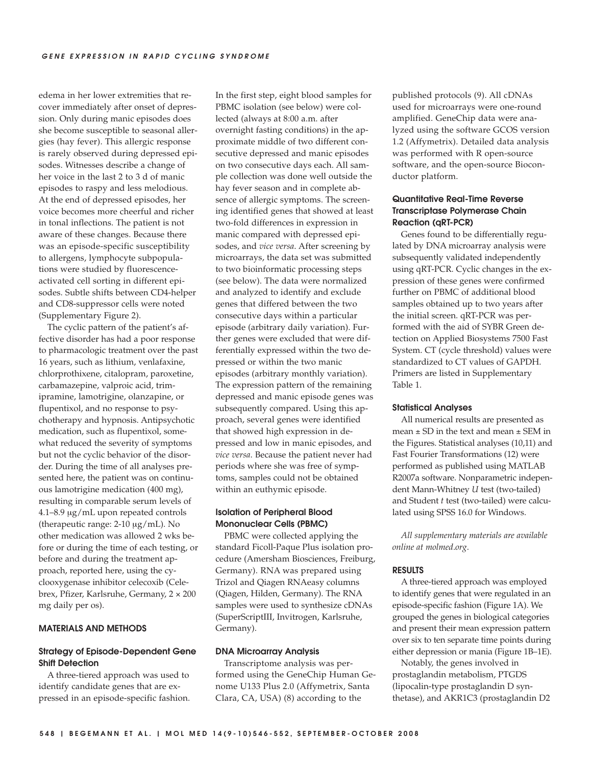edema in her lower extremities that recover immediately after onset of depression. Only during manic episodes does she become susceptible to seasonal allergies (hay fever). This allergic response is rarely observed during depressed episodes. Witnesses describe a change of her voice in the last 2 to 3 d of manic episodes to raspy and less melodious. At the end of depressed episodes, her voice becomes more cheerful and richer in tonal inflections. The patient is not aware of these changes. Because there was an episode-specific susceptibility to allergens, lymphocyte subpopulations were studied by fluorescence-activated cell sorting in different episodes. Subtle shifts between CD4-helper and CD8-suppressor cells were noted (Supplementary Figure 2).

The cyclic pattern of the patient's affective disorder has had a poor response to pharmacologic treatment over the past 16 years, such as lithium, venlafaxine, chlorprothixene, citalopram, paroxetine, carbamazepine, valproic acid, trimipramine, lamotrigine, olanzapine, or flupentixol, and no response to psychotherapy and hypnosis. Antipsychotic medication, such as flupentixol, somewhat reduced the severity of symptoms but not the cyclic behavior of the disorder. During the time of all analyses presented here, the patient was on continuous lamotrigine medication (400 mg), resulting in comparable serum levels of 4.1–8.9 μg/mL upon repeated controls (therapeutic range: 2-10 μg/mL). No other medication was allowed 2 wks before or during the time of each testing, or before and during the treatment approach, reported here, using the cyclooxygenase inhibitor celecoxib (Celebrex, Pfizer, Karlsruhe, Germany, 2 × 200 mg daily per os).

## MATERIALS AND METHODS

### Strategy of Episode-Dependent Gene Shift Detection

A three-tiered approach was used to identify candidate genes that are expressed in an episode-specific fashion. In the first step, eight blood samples for PBMC isolation (see below) were collected (always at 8:00 a.m. after overnight fasting conditions) in the approximate middle of two different consecutive depressed and manic episodes on two consecutive days each. All sample collection was done well outside the hay fever season and in complete absence of allergic symptoms. The screening identified genes that showed at least two-fold differences in expression in manic compared with depressed episodes, and *vice versa*. After screening by microarrays, the data set was submitted to two bioinformatic processing steps (see below). The data were normalized and analyzed to identify and exclude genes that differed between the two consecutive days within a particular episode (arbitrary daily variation). Further genes were excluded that were differentially expressed within the two depressed or within the two manic episodes (arbitrary monthly variation). The expression pattern of the remaining depressed and manic episode genes was subsequently compared. Using this approach, several genes were identified that showed high expression in depressed and low in manic episodes, and *vice versa*. Because the patient never had periods where she was free of symptoms, samples could not be obtained within an euthymic episode.

### Isolation of Peripheral Blood Mononuclear Cells (PBMC)

PBMC were collected applying the standard Ficoll-Paque Plus isolation procedure (Amersham Biosciences, Freiburg, Germany). RNA was prepared using Trizol and Qiagen RNAeasy columns (Qiagen, Hilden, Germany). The RNA samples were used to synthesize cDNAs (SuperScriptIII, Invitrogen, Karlsruhe, Germany).

### DNA Microarray Analysis

Transcriptome analysis was performed using the GeneChip Human Genome U133 Plus 2.0 (Affymetrix, Santa Clara, CA, USA) (8) according to the published protocols (9). All cDNAs used for microarrays were one-round amplified. GeneChip data were analyzed using the software GCOS version 1.2 (Affymetrix). Detailed data analysis was performed with R open-source software, and the open-source Bioconductor platform.

### Quantitative Real-Time Reverse Transcriptase Polymerase Chain Reaction (qRT-PCR)

Genes found to be differentially regulated by DNA microarray analysis were subsequently validated independently using qRT-PCR. Cyclic changes in the expression of these genes were confirmed further on PBMC of additional blood samples obtained up to two years after the initial screen. qRT-PCR was performed with the aid of SYBR Green detection on Applied Biosystems 7500 Fast System. CT (cycle threshold) values were standardized to CT values of GAPDH. Primers are listed in Supplementary Table 1.

### Statistical Analyses

All numerical results are presented as mean ± SD in the text and mean ± SEM in the Figures. Statistical analyses (10,11) and Fast Fourier Transformations (12) were performed as published using MATLAB R2007a software. Nonparametric independent Mann-Whitney *U* test (two-tailed) and Student *t* test (two-tailed) were calculated using SPSS 16.0 for Windows.

*All supplementary materials are available online at molmed.org.*

## RESULTS

A three-tiered approach was employed to identify genes that were regulated in an episode-specific fashion (Figure 1A). We grouped the genes in biological categories and present their mean expression pattern over six to ten separate time points during either depression or mania (Figure 1B–1E).

Notably, the genes involved in prostaglandin metabolism, PTGDS (lipocalin-type prostaglandin D synthetase), and AKR1C3 (prostaglandin D2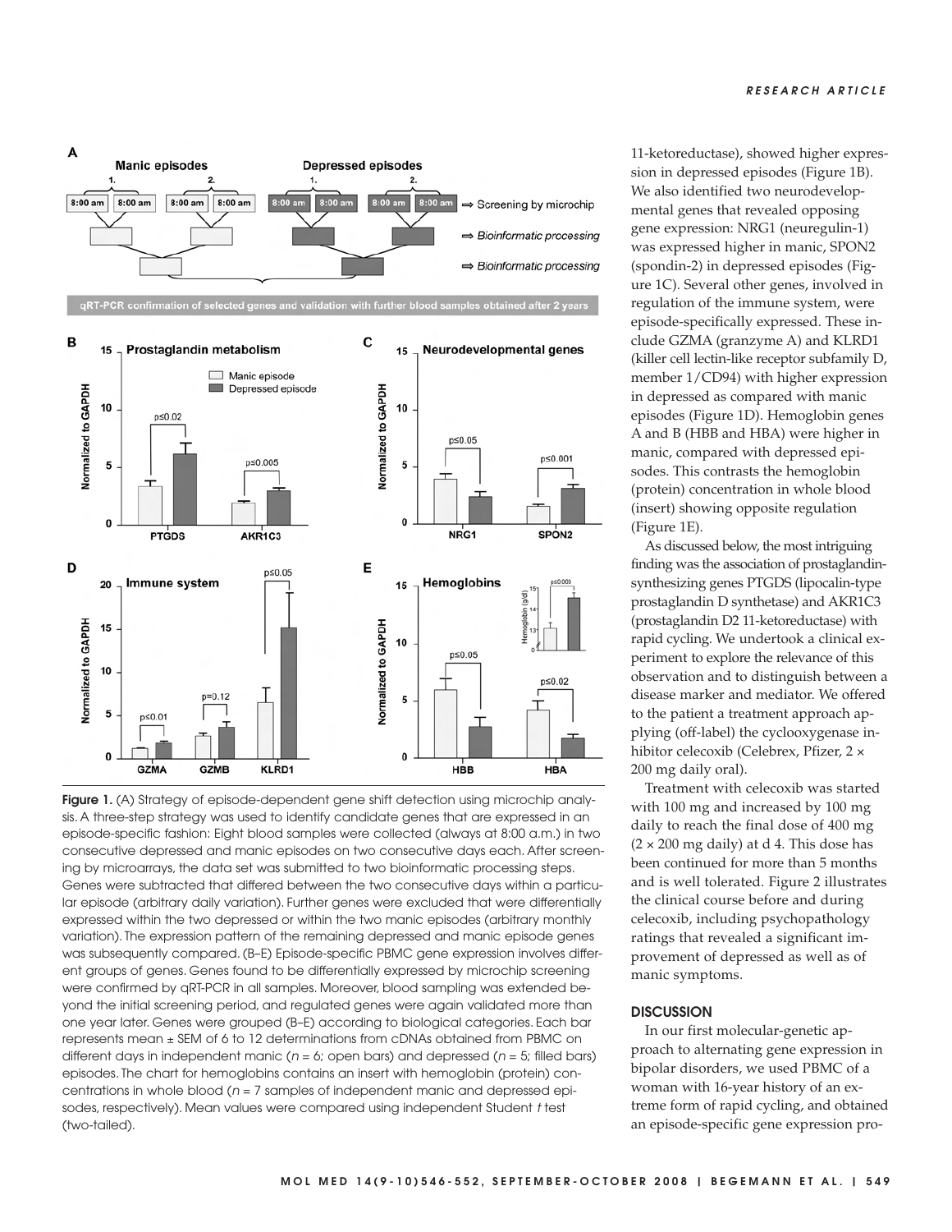Figure 1. (A) Strategy of episode-dependent gene shift detection using microchip analysis. A three-step strategy was used to identify candidate genes that are expressed in an episode-specific fashion: Eight blood samples were collected (always at 8:00 a.m.) in two consecutive depressed and manic episodes on two consecutive days each. After screening by microarrays, the data set was submitted to two bioinformatic processing steps. Genes were subtracted that differed between the two consecutive days within a particular episode (arbitrary daily variation). Further genes were excluded that were differentially expressed within the two depressed or within the two manic episodes (arbitrary monthly variation). The expression pattern of the remaining depressed and manic episode genes was subsequently compared. (B–E) Episode-specific PBMC gene expression involves different groups of genes. Genes found to be differentially expressed by microchip screening were confirmed by qRT-PCR in all samples. Moreover, blood sampling was extended beyond the initial screening period, and regulated genes were again validated more than one year later. Genes were grouped (B–E) according to biological categories. Each bar represents mean ± SEM of 6 to 12 determinations from cDNAs obtained from PBMC on different days in independent manic ($n = 6$; open bars) and depressed ($n = 5$; filled bars) episodes. The chart for hemoglobins contains an insert with hemoglobin (protein) concentrations in whole blood ($n = 7$ samples of independent manic and depressed episodes, respectively). Mean values were compared using independent Student $t$ test (two-tailed).

11-ketoreductase), showed higher expression in depressed episodes (Figure 1B). We also identified two neurodevelopmental genes that revealed opposing gene expression: NRG1 (neuregulin-1) was expressed higher in manic, SPON2 (spondin-2) in depressed episodes (Figure 1C). Several other genes, involved in regulation of the immune system, were episode-specifically expressed. These include GZMA (granzyme A) and KLRD1 (killer cell lectin-like receptor subfamily D, member 1/CD94) with higher expression in depressed as compared with manic episodes (Figure 1D). Hemoglobin genes A and B (HBB and HBA) were higher in manic, compared with depressed episodes. This contrasts the hemoglobin (protein) concentration in whole blood (insert) showing opposite regulation (Figure 1E).

As discussed below, the most intriguing finding was the association of prostaglandin-synthesizing genes PTGDS (lipocalin-type prostaglandin D synthetase) and AKR1C3 (prostaglandin D2 11-ketoreductase) with rapid cycling. We undertook a clinical experiment to explore the relevance of this observation and to distinguish between a disease marker and mediator. We offered to the patient a treatment approach applying (off-label) the cyclooxygenase inhibitor celecoxib (Celebrex, Pfizer, 2 × 200 mg daily oral).

Treatment with celecoxib was started with 100 mg and increased by 100 mg daily to reach the final dose of 400 mg (2 × 200 mg daily) at d 4. This dose has been continued for more than 5 months and is well tolerated. Figure 2 illustrates the clinical course before and during celecoxib, including psychopathology ratings that revealed a significant improvement of depressed as well as of manic symptoms.

## DISCUSSION

In our first molecular-genetic approach to alternating gene expression in bipolar disorders, we used PBMC of a woman with 16-year history of an extreme form of rapid cycling, and obtained an episode-specific gene expression pro-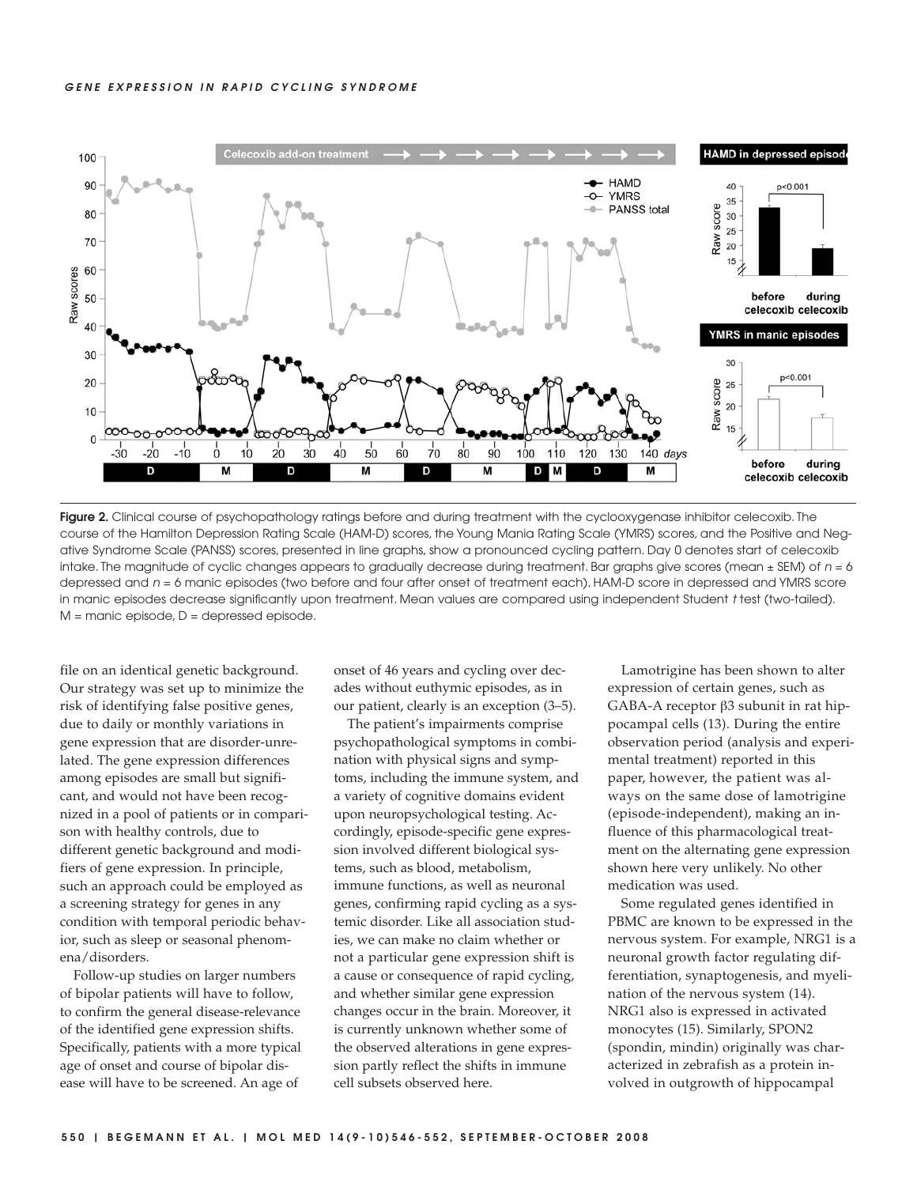Figure 2. Clinical course of psychopathology ratings before and during treatment with the cyclooxygenase inhibitor celecoxib. The course of the Hamilton Depression Rating Scale (HAM-D) scores, the Young Mania Rating Scale (YMRS) scores, and the Positive and Negative Syndrome Scale (PANSS) scores, presented in line graphs, show a pronounced cycling pattern. Day 0 denotes start of celecoxib intake. The magnitude of cyclic changes appears to gradually decrease during treatment. Bar graphs give scores (mean ± SEM) of $n = 6$ depressed and $n = 6$ manic episodes (two before and four after onset of treatment each). HAM-D score in depressed and YMRS score in manic episodes decrease significantly upon treatment. Mean values are compared using independent Student *t* test (two-tailed). M = manic episode, D = depressed episode.

file on an identical genetic background. Our strategy was set up to minimize the risk of identifying false positive genes, due to daily or monthly variations in gene expression that are disorder-unrelated. The gene expression differences among episodes are small but significant, and would not have been recognized in a pool of patients or in comparison with healthy controls, due to different genetic background and modifiers of gene expression. In principle, such an approach could be employed as a screening strategy for genes in any condition with temporal periodic behavior, such as sleep or seasonal phenomena/disorders.

Follow-up studies on larger numbers of bipolar patients will have to follow, to confirm the general disease-relevance of the identified gene expression shifts. Specifically, patients with a more typical age of onset and course of bipolar disease will have to be screened. An age of onset of 46 years and cycling over decades without euthymic episodes, as in our patient, clearly is an exception (3–5).

The patient's impairments comprise psychopathological symptoms in combination with physical signs and symptoms, including the immune system, and a variety of cognitive domains evident upon neuropsychological testing. Accordingly, episode-specific gene expression involved different biological systems, such as blood, metabolism, immune functions, as well as neuronal genes, confirming rapid cycling as a systemic disorder. Like all association studies, we can make no claim whether or not a particular gene expression shift is a cause or consequence of rapid cycling, and whether similar gene expression changes occur in the brain. Moreover, it is currently unknown whether some of the observed alterations in gene expression partly reflect the shifts in immune cell subsets observed here.

Lamotrigine has been shown to alter expression of certain genes, such as GABA-A receptor β3 subunit in rat hippocampal cells (13). During the entire observation period (analysis and experimental treatment) reported in this paper, however, the patient was always on the same dose of lamotrigine (episode-independent), making an influence of this pharmacological treatment on the alternating gene expression shown here very unlikely. No other medication was used.

Some regulated genes identified in PBMC are known to be expressed in the nervous system. For example, NRG1 is a neuronal growth factor regulating differentiation, synaptogenesis, and myelination of the nervous system (14). NRG1 also is expressed in activated monocytes (15). Similarly, SPON2 (spondin, mindin) originally was characterized in zebrafish as a protein involved in outgrowth of hippocampal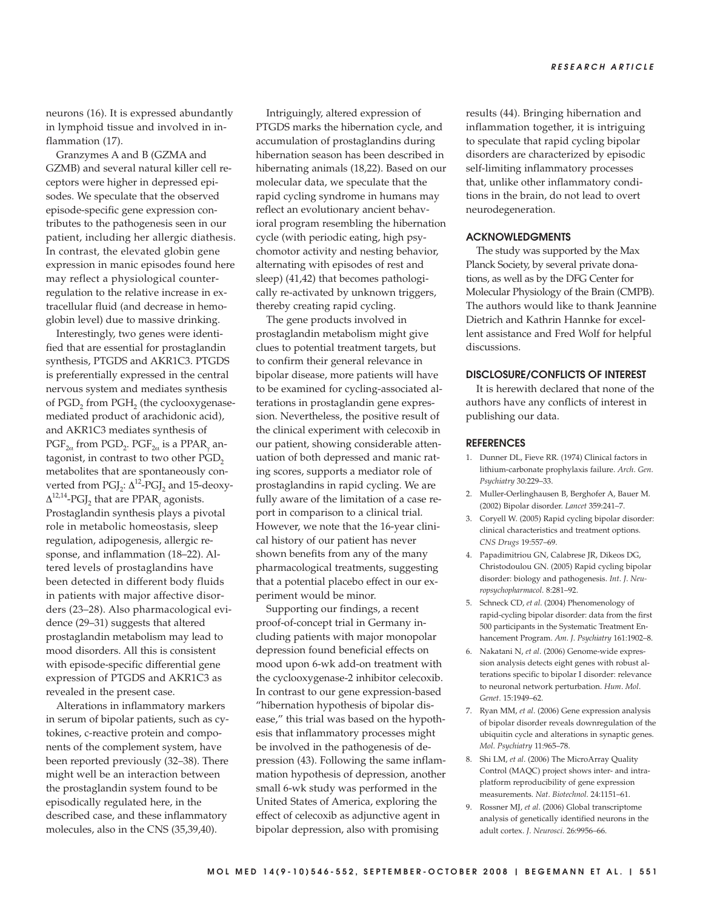neurons (16). It is expressed abundantly in lymphoid tissue and involved in inflammation (17).

Granzymes A and B (GZMA and GZMB) and several natural killer cell receptors were higher in depressed episodes. We speculate that the observed episode-specific gene expression contributes to the pathogenesis seen in our patient, including her allergic diathesis. In contrast, the elevated globin gene expression in manic episodes found here may reflect a physiological counterregulation to the relative increase in extracellular fluid (and decrease in hemoglobin level) due to massive drinking.

Interestingly, two genes were identified that are essential for prostaglandin synthesis, PTGDS and AKR1C3. PTGDS is preferentially expressed in the central nervous system and mediates synthesis of $PGD_2$ from $PGH_2$ (the cyclooxygenase-mediated product of arachidonic acid), and AKR1C3 mediates synthesis of $PGF_{2\alpha}$ from $PGD_2$. $PGF_{2\alpha}$ is a $PPAR_\gamma$ antagonist, in contrast to two other $PGD_2$ metabolites that are spontaneously converted from $PGJ_2$: $\Delta^{12}$-$PGJ_2$ and 15-deoxy-$\Delta^{12,14}$-$PGJ_2$ that are $PPAR_\gamma$ agonists. Prostaglandin synthesis plays a pivotal role in metabolic homeostasis, sleep regulation, adipogenesis, allergic response, and inflammation (18–22). Altered levels of prostaglandins have been detected in different body fluids in patients with major affective disorders (23–28). Also pharmacological evidence (29–31) suggests that altered prostaglandin metabolism may lead to mood disorders. All this is consistent with episode-specific differential gene expression of PTGDS and AKR1C3 as revealed in the present case.

Alterations in inflammatory markers in serum of bipolar patients, such as cytokines, c-reactive protein and components of the complement system, have been reported previously (32–38). There might well be an interaction between the prostaglandin system found to be episodically regulated here, in the described case, and these inflammatory molecules, also in the CNS (35,39,40).

Intriguingly, altered expression of PTGDS marks the hibernation cycle, and accumulation of prostaglandins during hibernation season has been described in hibernating animals (18,22). Based on our molecular data, we speculate that the rapid cycling syndrome in humans may reflect an evolutionary ancient behavioral program resembling the hibernation cycle (with periodic eating, high psychomotor activity and nesting behavior, alternating with episodes of rest and sleep) (41,42) that becomes pathologically re-activated by unknown triggers, thereby creating rapid cycling.

The gene products involved in prostaglandin metabolism might give clues to potential treatment targets, but to confirm their general relevance in bipolar disease, more patients will have to be examined for cycling-associated alterations in prostaglandin gene expression. Nevertheless, the positive result of the clinical experiment with celecoxib in our patient, showing considerable attenuation of both depressed and manic rating scores, supports a mediator role of prostaglandins in rapid cycling. We are fully aware of the limitation of a case report in comparison to a clinical trial. However, we note that the 16-year clinical history of our patient has never shown benefits from any of the many pharmacological treatments, suggesting that a potential placebo effect in our experiment would be minor.

Supporting our findings, a recent proof-of-concept trial in Germany including patients with major monopolar depression found beneficial effects on mood upon 6-wk add-on treatment with the cyclooxygenase-2 inhibitor celecoxib. In contrast to our gene expression-based "hibernation hypothesis of bipolar disease," this trial was based on the hypothesis that inflammatory processes might be involved in the pathogenesis of depression (43). Following the same inflammation hypothesis of depression, another small 6-wk study was performed in the United States of America, exploring the effect of celecoxib as adjunctive agent in bipolar depression, also with promising results (44). Bringing hibernation and inflammation together, it is intriguing to speculate that rapid cycling bipolar disorders are characterized by episodic self-limiting inflammatory processes that, unlike other inflammatory conditions in the brain, do not lead to overt neurodegeneration.

## ACKNOWLEDGMENTS

The study was supported by the Max Planck Society, by several private donations, as well as by the DFG Center for Molecular Physiology of the Brain (CMPB). The authors would like to thank Jeannine Dietrich and Kathrin Hannke for excellent assistance and Fred Wolf for helpful discussions.

## DISCLOSURE/CONFLICTS OF INTEREST

It is herewith declared that none of the authors have any conflicts of interest in publishing our data.

## REFERENCES

1. Dunner DL, Fieve RR. (1974) Clinical factors in lithium-carbonate prophylaxis failure. *Arch. Gen. Psychiatry* 30:229–33.
2. Muller-Oerlinghausen B, Berghofer A, Bauer M. (2002) Bipolar disorder. *Lancet* 359:241–7.
3. Coryell W. (2005) Rapid cycling bipolar disorder: clinical characteristics and treatment options. *CNS Drugs* 19:557–69.
4. Papadimitriou GN, Calabrese JR, Dikeos DG, Christodoulou GN. (2005) Rapid cycling bipolar disorder: biology and pathogenesis. *Int. J. Neuropsychopharmacol.* 8:281–92.
5. Schneck CD, *et al.* (2004) Phenomenology of rapid-cycling bipolar disorder: data from the first 500 participants in the Systematic Treatment Enhancement Program. *Am. J. Psychiatry* 161:1902–8.
6. Nakatani N, *et al.* (2006) Genome-wide expression analysis detects eight genes with robust alterations specific to bipolar I disorder: relevance to neuronal network perturbation. *Hum. Mol. Genet.* 15:1949–62.
7. Ryan MM, *et al.* (2006) Gene expression analysis of bipolar disorder reveals downregulation of the ubiquitin cycle and alterations in synaptic genes. *Mol. Psychiatry* 11:965–78.
8. Shi LM, *et al.* (2006) The MicroArray Quality Control (MAQC) project shows inter- and intraplatform reproducibility of gene expression measurements. *Nat. Biotechnol.* 24:1151–61.
9. Rossner MJ, *et al.* (2006) Global transcriptome analysis of genetically identified neurons in the adult cortex. *J. Neurosci.* 26:9956–66.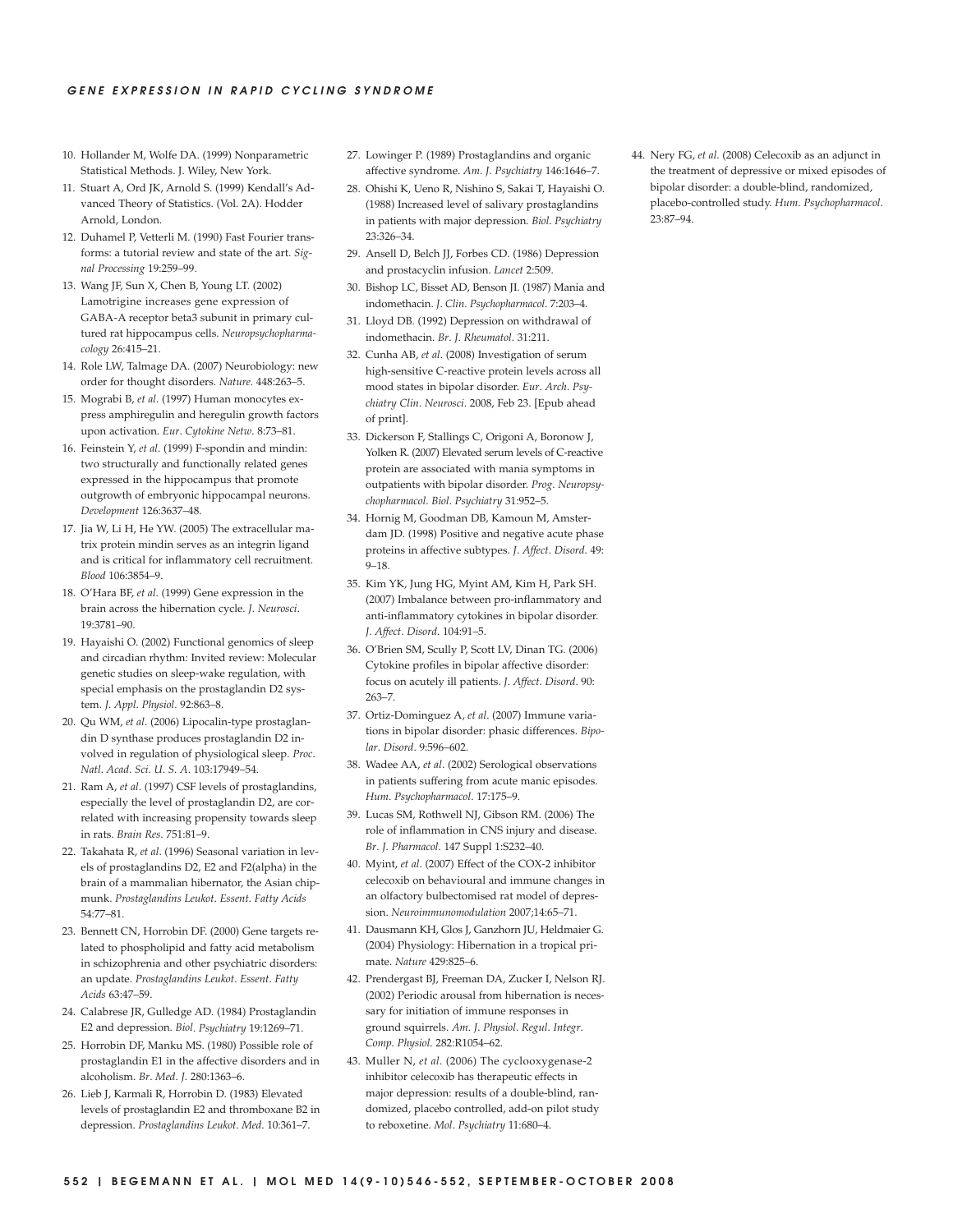10. Hollander M, Wolfe DA. (1999) Nonparametric Statistical Methods. J. Wiley, New York.
11. Stuart A, Ord JK, Arnold S. (1999) Kendall's Advanced Theory of Statistics. (Vol. 2A). Hodder Arnold, London.
12. Duhamel P, Vetterli M. (1990) Fast Fourier transforms: a tutorial review and state of the art. *Signal Processing* 19:259–99.
13. Wang JF, Sun X, Chen B, Young LT. (2002) Lamotrigine increases gene expression of GABA-A receptor beta3 subunit in primary cultured rat hippocampus cells. *Neuropsychopharmacology* 26:415–21.
14. Role LW, Talmage DA. (2007) Neurobiology: new order for thought disorders. *Nature*. 448:263–5.
15. Mograbi B, *et al*. (1997) Human monocytes express amphiregulin and heregulin growth factors upon activation. *Eur. Cytokine Netw*. 8:73–81.
16. Feinstein Y, *et al*. (1999) F-spondin and mindin: two structurally and functionally related genes expressed in the hippocampus that promote outgrowth of embryonic hippocampal neurons. *Development* 126:3637–48.
17. Jia W, Li H, He YW. (2005) The extracellular matrix protein mindin serves as an integrin ligand and is critical for inflammatory cell recruitment. *Blood* 106:3854–9.
18. O'Hara BF, *et al*. (1999) Gene expression in the brain across the hibernation cycle. *J. Neurosci*. 19:3781–90.
19. Hayaishi O. (2002) Functional genomics of sleep and circadian rhythm: Invited review: Molecular genetic studies on sleep-wake regulation, with special emphasis on the prostaglandin D2 system. *J. Appl. Physiol*. 92:863–8.
20. Qu WM, *et al*. (2006) Lipocalin-type prostaglandin D synthase produces prostaglandin D2 involved in regulation of physiological sleep. *Proc. Natl. Acad. Sci. U. S. A*. 103:17949–54.
21. Ram A, *et al*. (1997) CSF levels of prostaglandins, especially the level of prostaglandin D2, are correlated with increasing propensity towards sleep in rats. *Brain Res*. 751:81–9.
22. Takahata R, *et al*. (1996) Seasonal variation in levels of prostaglandins D2, E2 and F2(alpha) in the brain of a mammalian hibernator, the Asian chipmunk. *Prostaglandins Leukot. Essent. Fatty Acids* 54:77–81.
23. Bennett CN, Horrobin DF. (2000) Gene targets related to phospholipid and fatty acid metabolism in schizophrenia and other psychiatric disorders: an update. *Prostaglandins Leukot. Essent. Fatty Acids* 63:47–59.
24. Calabrese JR, Gulledge AD. (1984) Prostaglandin E2 and depression. *Biol. Psychiatry* 19:1269–71.
25. Horrobin DF, Manku MS. (1980) Possible role of prostaglandin E1 in the affective disorders and in alcoholism. *Br. Med. J*. 280:1363–6.
26. Lieb J, Karmali R, Horrobin D. (1983) Elevated levels of prostaglandin E2 and thromboxane B2 in depression. *Prostaglandins Leukot. Med*. 10:361–7.
27. Lowinger P. (1989) Prostaglandins and organic affective syndrome. *Am. J. Psychiatry* 146:1646–7.
28. Ohishi K, Ueno R, Nishino S, Sakai T, Hayaishi O. (1988) Increased level of salivary prostaglandins in patients with major depression. *Biol. Psychiatry* 23:326–34.
29. Ansell D, Belch JJ, Forbes CD. (1986) Depression and prostacyclin infusion. *Lancet* 2:509.
30. Bishop LC, Bisset AD, Benson JI. (1987) Mania and indomethacin. *J. Clin. Psychopharmacol*. 7:203–4.
31. Lloyd DB. (1992) Depression on withdrawal of indomethacin. *Br. J. Rheumatol*. 31:211.
32. Cunha AB, *et al*. (2008) Investigation of serum high-sensitive C-reactive protein levels across all mood states in bipolar disorder. *Eur. Arch. Psychiatry Clin. Neurosci*. 2008, Feb 23. [Epub ahead of print].
33. Dickerson F, Stallings C, Origoni A, Boronow J, Yolken R. (2007) Elevated serum levels of C-reactive protein are associated with mania symptoms in outpatients with bipolar disorder. *Prog. Neuropsychopharmacol. Biol. Psychiatry* 31:952–5.
34. Hornig M, Goodman DB, Kamoun M, Amsterdam JD. (1998) Positive and negative acute phase proteins in affective subtypes. *J. Affect. Disord*. 49: 9–18.
35. Kim YK, Jung HG, Myint AM, Kim H, Park SH. (2007) Imbalance between pro-inflammatory and anti-inflammatory cytokines in bipolar disorder. *J. Affect. Disord*. 104:91–5.
36. O'Brien SM, Scully P, Scott LV, Dinan TG. (2006) Cytokine profiles in bipolar affective disorder: focus on acutely ill patients. *J. Affect. Disord*. 90: 263–7.
37. Ortiz-Dominguez A, *et al*. (2007) Immune variations in bipolar disorder: phasic differences. *Bipolar. Disord*. 9:596–602.
38. Wadee AA, *et al*. (2002) Serological observations in patients suffering from acute manic episodes. *Hum. Psychopharmacol*. 17:175–9.
39. Lucas SM, Rothwell NJ, Gibson RM. (2006) The role of inflammation in CNS injury and disease. *Br. J. Pharmacol*. 147 Suppl 1:S232–40.
40. Myint, *et al*. (2007) Effect of the COX-2 inhibitor celecoxib on behavioural and immune changes in an olfactory bulbectomised rat model of depression. *Neuroimmunomodulation* 2007;14:65–71.
41. Dausmann KH, Glos J, Ganzhorn JU, Heldmaier G. (2004) Physiology: Hibernation in a tropical primate. *Nature* 429:825–6.
42. Prendergast BJ, Freeman DA, Zucker I, Nelson RJ. (2002) Periodic arousal from hibernation is necessary for initiation of immune responses in ground squirrels. *Am. J. Physiol. Regul. Integr. Comp. Physiol*. 282:R1054–62.
43. Muller N, *et al*. (2006) The cyclooxygenase-2 inhibitor celecoxib has therapeutic effects in major depression: results of a double-blind, randomized, placebo controlled, add-on pilot study to reboxetine. *Mol. Psychiatry* 11:680–4.
44. Nery FG, *et al*. (2008) Celecoxib as an adjunct in the treatment of depressive or mixed episodes of bipolar disorder: a double-blind, randomized, placebo-controlled study. *Hum. Psychopharmacol*. 23:87–94.